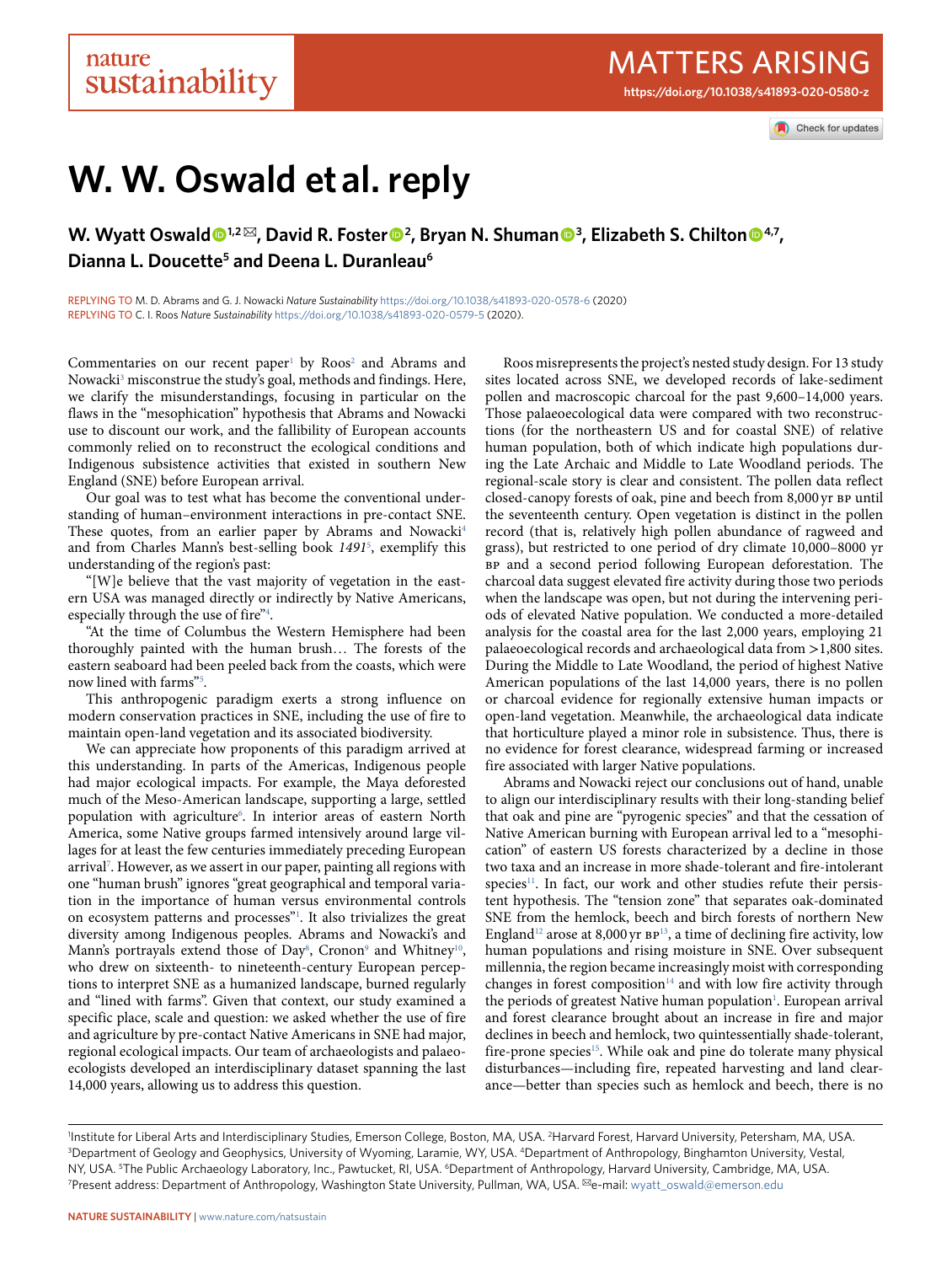# W. W. Oswald et al. reply

**W. Wyatt Oswald[1,2] ✉, David R. Foster[2], Bryan N. Shuman[3], Elizabeth S. Chilton[4,7], Dianna L. Doucette[5] and Deena L. Duranleau[6]**

REPLYING TO M. D. Abrams and G. J. Nowacki *Nature Sustainability* https://doi.org/10.1038/s41893-020-0578-6 (2020)
REPLYING TO C. I. Roos *Nature Sustainability* https://doi.org/10.1038/s41893-020-0579-5 (2020).

Commentaries on our recent paper[1] by Roos[2] and Abrams and Nowacki[3] misconstrue the study's goal, methods and findings. Here, we clarify the misunderstandings, focusing in particular on the flaws in the "mesophication" hypothesis that Abrams and Nowacki use to discount our work, and the fallibility of European accounts commonly relied on to reconstruct the ecological conditions and Indigenous subsistence activities that existed in southern New England (SNE) before European arrival.

Our goal was to test what has become the conventional understanding of human–environment interactions in pre-contact SNE. These quotes, from an earlier paper by Abrams and Nowacki[4] and from Charles Mann's best-selling book *1491*[5], exemplify this understanding of the region's past:

"[W]e believe that the vast majority of vegetation in the eastern USA was managed directly or indirectly by Native Americans, especially through the use of fire"[4].

"At the time of Columbus the Western Hemisphere had been thoroughly painted with the human brush… The forests of the eastern seaboard had been peeled back from the coasts, which were now lined with farms"[5].

This anthropogenic paradigm exerts a strong influence on modern conservation practices in SNE, including the use of fire to maintain open-land vegetation and its associated biodiversity.

We can appreciate how proponents of this paradigm arrived at this understanding. In parts of the Americas, Indigenous people had major ecological impacts. For example, the Maya deforested much of the Meso-American landscape, supporting a large, settled population with agriculture[6]. In interior areas of eastern North America, some Native groups farmed intensively around large villages for at least the few centuries immediately preceding European arrival[7]. However, as we assert in our paper, painting all regions with one "human brush" ignores "great geographical and temporal variation in the importance of human versus environmental controls on ecosystem patterns and processes"[1]. It also trivializes the great diversity among Indigenous peoples. Abrams and Nowacki's and Mann's portrayals extend those of Day[8], Cronon[9] and Whitney[10], who drew on sixteenth- to nineteenth-century European perceptions to interpret SNE as a humanized landscape, burned regularly and "lined with farms". Given that context, our study examined a specific place, scale and question: we asked whether the use of fire and agriculture by pre-contact Native Americans in SNE had major, regional ecological impacts. Our team of archaeologists and palaeoecologists developed an interdisciplinary dataset spanning the last 14,000 years, allowing us to address this question.

Roos misrepresents the project's nested study design. For 13 study sites located across SNE, we developed records of lake-sediment pollen and macroscopic charcoal for the past 9,600–14,000 years. Those palaeoecological data were compared with two reconstructions (for the northeastern US and for coastal SNE) of relative human population, both of which indicate high populations during the Late Archaic and Middle to Late Woodland periods. The regional-scale story is clear and consistent. The pollen data reflect closed-canopy forests of oak, pine and beech from 8,000 yr BP until the seventeenth century. Open vegetation is distinct in the pollen record (that is, relatively high pollen abundance of ragweed and grass), but restricted to one period of dry climate 10,000–8000 yr BP and a second period following European deforestation. The charcoal data suggest elevated fire activity during those two periods when the landscape was open, but not during the intervening periods of elevated Native population. We conducted a more-detailed analysis for the coastal area for the last 2,000 years, employing 21 palaeoecological records and archaeological data from >1,800 sites. During the Middle to Late Woodland, the period of highest Native American populations of the last 14,000 years, there is no pollen or charcoal evidence for regionally extensive human impacts or open-land vegetation. Meanwhile, the archaeological data indicate that horticulture played a minor role in subsistence. Thus, there is no evidence for forest clearance, widespread farming or increased fire associated with larger Native populations.

Abrams and Nowacki reject our conclusions out of hand, unable to align our interdisciplinary results with their long-standing belief that oak and pine are "pyrogenic species" and that the cessation of Native American burning with European arrival led to a "mesophication" of eastern US forests characterized by a decline in those two taxa and an increase in more shade-tolerant and fire-intolerant species[11]. In fact, our work and other studies refute their persistent hypothesis. The "tension zone" that separates oak-dominated SNE from the hemlock, beech and birch forests of northern New England[12] arose at 8,000 yr BP[13], a time of declining fire activity, low human populations and rising moisture in SNE. Over subsequent millennia, the region became increasingly moist with corresponding changes in forest composition[14] and with low fire activity through the periods of greatest Native human population[1]. European arrival and forest clearance brought about an increase in fire and major declines in beech and hemlock, two quintessentially shade-tolerant, fire-prone species[15]. While oak and pine do tolerate many physical disturbances—including fire, repeated harvesting and land clearance—better than species such as hemlock and beech, there is no

[1]Institute for Liberal Arts and Interdisciplinary Studies, Emerson College, Boston, MA, USA. [2]Harvard Forest, Harvard University, Petersham, MA, USA. [3]Department of Geology and Geophysics, University of Wyoming, Laramie, WY, USA. [4]Department of Anthropology, Binghamton University, Vestal, NY, USA. [5]The Public Archaeology Laboratory, Inc., Pawtucket, RI, USA. [6]Department of Anthropology, Harvard University, Cambridge, MA, USA. [7]Present address: Department of Anthropology, Washington State University, Pullman, WA, USA. ✉e-mail: wyatt_oswald@emerson.edu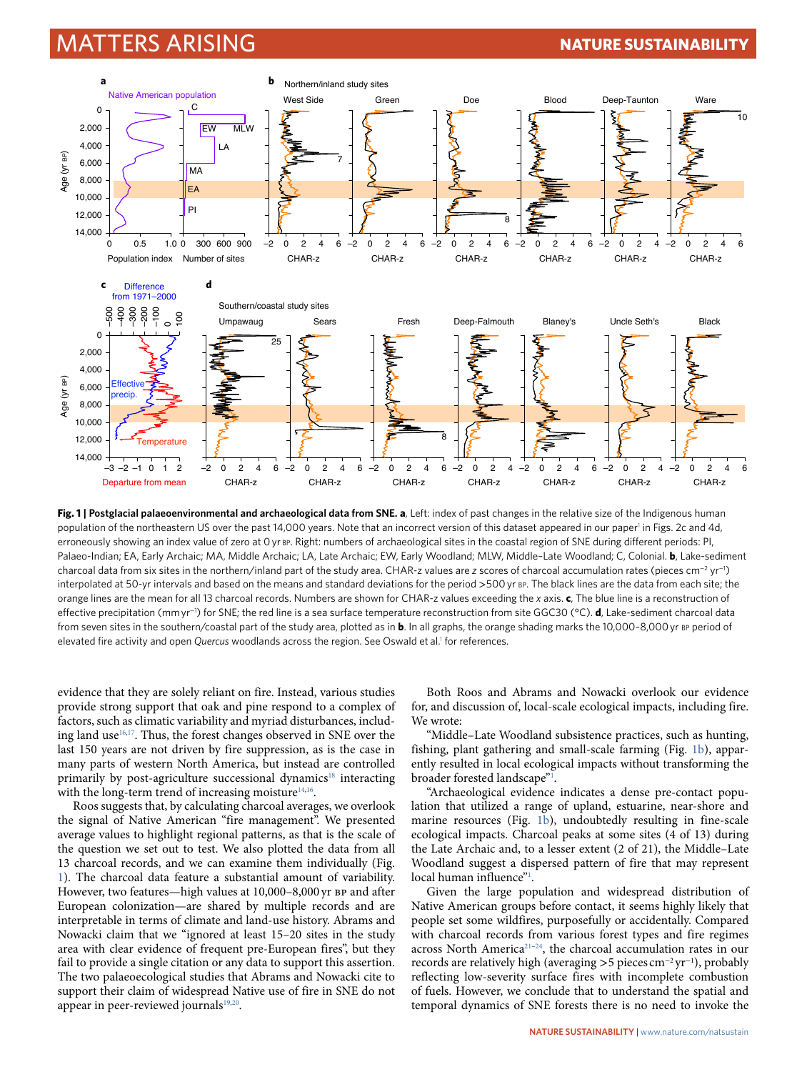**Fig. 1 | Postglacial palaeoenvironmental and archaeological data from SNE. a**, Left: index of past changes in the relative size of the Indigenous human population of the northeastern US over the past 14,000 years. Note that an incorrect version of this dataset appeared in our paper[1] in Figs. 2c and 4d, erroneously showing an index value of zero at 0 yr BP. Right: numbers of archaeological sites in the coastal region of SNE during different periods: PI, Palaeo-Indian; EA, Early Archaic; MA, Middle Archaic; LA, Late Archaic; EW, Early Woodland; MLW, Middle–Late Woodland; C, Colonial. **b**, Lake-sediment charcoal data from six sites in the northern/inland part of the study area. CHAR-z values are *z* scores of charcoal accumulation rates (pieces cm$^{-2}$ yr$^{-1}$) interpolated at 50-yr intervals and based on the means and standard deviations for the period >500 yr BP. The black lines are the data from each site; the orange lines are the mean for all 13 charcoal records. Numbers are shown for CHAR-z values exceeding the *x* axis. **c**, The blue line is a reconstruction of effective precipitation (mm yr$^{-1}$) for SNE; the red line is a sea surface temperature reconstruction from site GGC30 (°C). **d**, Lake-sediment charcoal data from seven sites in the southern/coastal part of the study area, plotted as in **b**. In all graphs, the orange shading marks the 10,000–8,000 yr BP period of elevated fire activity and open *Quercus* woodlands across the region. See Oswald et al.[1] for references.

evidence that they are solely reliant on fire. Instead, various studies provide strong support that oak and pine respond to a complex of factors, such as climatic variability and myriad disturbances, including land use[16,17]. Thus, the forest changes observed in SNE over the last 150 years are not driven by fire suppression, as is the case in many parts of western North America, but instead are controlled primarily by post-agriculture successional dynamics[18] interacting with the long-term trend of increasing moisture[14,16].

Roos suggests that, by calculating charcoal averages, we overlook the signal of Native American "fire management". We presented average values to highlight regional patterns, as that is the scale of the question we set out to test. We also plotted the data from all 13 charcoal records, and we can examine them individually (Fig. 1). The charcoal data feature a substantial amount of variability. However, two features—high values at 10,000–8,000 yr BP and after European colonization—are shared by multiple records and are interpretable in terms of climate and land-use history. Abrams and Nowacki claim that we "ignored at least 15–20 sites in the study area with clear evidence of frequent pre-European fires", but they fail to provide a single citation or any data to support this assertion. The two palaeoecological studies that Abrams and Nowacki cite to support their claim of widespread Native use of fire in SNE do not appear in peer-reviewed journals[19,20].

Both Roos and Abrams and Nowacki overlook our evidence for, and discussion of, local-scale ecological impacts, including fire. We wrote:

"Middle–Late Woodland subsistence practices, such as hunting, fishing, plant gathering and small-scale farming (Fig. 1b), apparently resulted in local ecological impacts without transforming the broader forested landscape"[1].

"Archaeological evidence indicates a dense pre-contact population that utilized a range of upland, estuarine, near-shore and marine resources (Fig. 1b), undoubtedly resulting in fine-scale ecological impacts. Charcoal peaks at some sites (4 of 13) during the Late Archaic and, to a lesser extent (2 of 21), the Middle–Late Woodland suggest a dispersed pattern of fire that may represent local human influence"[1].

Given the large population and widespread distribution of Native American groups before contact, it seems highly likely that people set some wildfires, purposefully or accidentally. Compared with charcoal records from various forest types and fire regimes across North America[21–24], the charcoal accumulation rates in our records are relatively high (averaging >5 pieces cm$^{-2}$ yr$^{-1}$), probably reflecting low-severity surface fires with incomplete combustion of fuels. However, we conclude that to understand the spatial and temporal dynamics of SNE forests there is no need to invoke the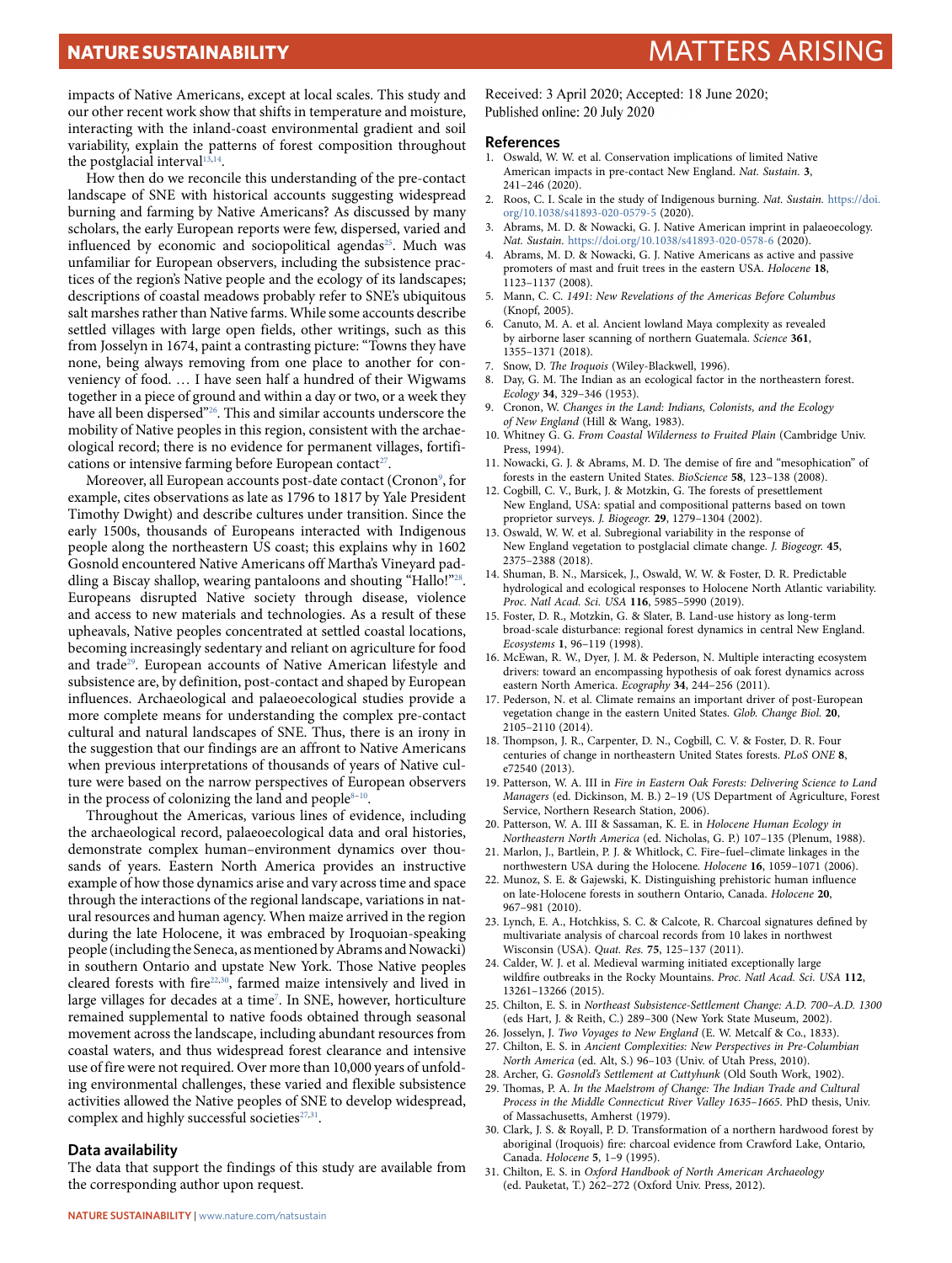impacts of Native Americans, except at local scales. This study and our other recent work show that shifts in temperature and moisture, interacting with the inland-coast environmental gradient and soil variability, explain the patterns of forest composition throughout the postglacial interval[13,14].

How then do we reconcile this understanding of the pre-contact landscape of SNE with historical accounts suggesting widespread burning and farming by Native Americans? As discussed by many scholars, the early European reports were few, dispersed, varied and influenced by economic and sociopolitical agendas[25]. Much was unfamiliar for European observers, including the subsistence practices of the region's Native people and the ecology of its landscapes; descriptions of coastal meadows probably refer to SNE's ubiquitous salt marshes rather than Native farms. While some accounts describe settled villages with large open fields, other writings, such as this from Josselyn in 1674, paint a contrasting picture: "Towns they have none, being always removing from one place to another for conveniency of food. … I have seen half a hundred of their Wigwams together in a piece of ground and within a day or two, or a week they have all been dispersed"[26]. This and similar accounts underscore the mobility of Native peoples in this region, consistent with the archaeological record; there is no evidence for permanent villages, fortifications or intensive farming before European contact[27].

Moreover, all European accounts post-date contact (Cronon[9], for example, cites observations as late as 1796 to 1817 by Yale President Timothy Dwight) and describe cultures under transition. Since the early 1500s, thousands of Europeans interacted with Indigenous people along the northeastern US coast; this explains why in 1602 Gosnold encountered Native Americans off Martha's Vineyard paddling a Biscay shallop, wearing pantaloons and shouting "Hallo!"[28]. Europeans disrupted Native society through disease, violence and access to new materials and technologies. As a result of these upheavals, Native peoples concentrated at settled coastal locations, becoming increasingly sedentary and reliant on agriculture for food and trade[29]. European accounts of Native American lifestyle and subsistence are, by definition, post-contact and shaped by European influences. Archaeological and palaeoecological studies provide a more complete means for understanding the complex pre-contact cultural and natural landscapes of SNE. Thus, there is an irony in the suggestion that our findings are an affront to Native Americans when previous interpretations of thousands of years of Native culture were based on the narrow perspectives of European observers in the process of colonizing the land and people[8–10].

Throughout the Americas, various lines of evidence, including the archaeological record, palaeoecological data and oral histories, demonstrate complex human–environment dynamics over thousands of years. Eastern North America provides an instructive example of how those dynamics arise and vary across time and space through the interactions of the regional landscape, variations in natural resources and human agency. When maize arrived in the region during the late Holocene, it was embraced by Iroquoian-speaking people (including the Seneca, as mentioned by Abrams and Nowacki) in southern Ontario and upstate New York. Those Native peoples cleared forests with fire[22,30], farmed maize intensively and lived in large villages for decades at a time[7]. In SNE, however, horticulture remained supplemental to native foods obtained through seasonal movement across the landscape, including abundant resources from coastal waters, and thus widespread forest clearance and intensive use of fire were not required. Over more than 10,000 years of unfolding environmental challenges, these varied and flexible subsistence activities allowed the Native peoples of SNE to develop widespread, complex and highly successful societies[27,31].

### Data availability

The data that support the findings of this study are available from the corresponding author upon request.

Received: 3 April 2020; Accepted: 18 June 2020;
Published online: 20 July 2020

### References

1. Oswald, W. W. et al. Conservation implications of limited Native American impacts in pre-contact New England. *Nat. Sustain.* **3**, 241–246 (2020).
2. Roos, C. I. Scale in the study of Indigenous burning. *Nat. Sustain.* https://doi.org/10.1038/s41893-020-0579-5 (2020).
3. Abrams, M. D. & Nowacki, G. J. Native American imprint in palaeoecology. *Nat. Sustain.* https://doi.org/10.1038/s41893-020-0578-6 (2020).
4. Abrams, M. D. & Nowacki, G. J. Native Americans as active and passive promoters of mast and fruit trees in the eastern USA. *Holocene* **18**, 1123–1137 (2008).
5. Mann, C. C. *1491: New Revelations of the Americas Before Columbus* (Knopf, 2005).
6. Canuto, M. A. et al. Ancient lowland Maya complexity as revealed by airborne laser scanning of northern Guatemala. *Science* **361**, 1355–1371 (2018).
7. Snow, D. *The Iroquois* (Wiley-Blackwell, 1996).
8. Day, G. M. The Indian as an ecological factor in the northeastern forest. *Ecology* **34**, 329–346 (1953).
9. Cronon, W. *Changes in the Land: Indians, Colonists, and the Ecology of New England* (Hill & Wang, 1983).
10. Whitney G. G. *From Coastal Wilderness to Fruited Plain* (Cambridge Univ. Press, 1994).
11. Nowacki, G. J. & Abrams, M. D. The demise of fire and "mesophication" of forests in the eastern United States. *BioScience* **58**, 123–138 (2008).
12. Cogbill, C. V., Burk, J. & Motzkin, G. The forests of presettlement New England, USA: spatial and compositional patterns based on town proprietor surveys. *J. Biogeogr.* **29**, 1279–1304 (2002).
13. Oswald, W. W. et al. Subregional variability in the response of New England vegetation to postglacial climate change. *J. Biogeogr.* **45**, 2375–2388 (2018).
14. Shuman, B. N., Marsicek, J., Oswald, W. W. & Foster, D. R. Predictable hydrological and ecological responses to Holocene North Atlantic variability. *Proc. Natl Acad. Sci. USA* **116**, 5985–5990 (2019).
15. Foster, D. R., Motzkin, G. & Slater, B. Land-use history as long-term broad-scale disturbance: regional forest dynamics in central New England. *Ecosystems* **1**, 96–119 (1998).
16. McEwan, R. W., Dyer, J. M. & Pederson, N. Multiple interacting ecosystem drivers: toward an encompassing hypothesis of oak forest dynamics across eastern North America. *Ecography* **34**, 244–256 (2011).
17. Pederson, N. et al. Climate remains an important driver of post-European vegetation change in the eastern United States. *Glob. Change Biol.* **20**, 2105–2110 (2014).
18. Thompson, J. R., Carpenter, D. N., Cogbill, C. V. & Foster, D. R. Four centuries of change in northeastern United States forests. *PLoS ONE* **8**, e72540 (2013).
19. Patterson, W. A. III in *Fire in Eastern Oak Forests: Delivering Science to Land Managers* (ed. Dickinson, M. B.) 2–19 (US Department of Agriculture, Forest Service, Northern Research Station, 2006).
20. Patterson, W. A. III & Sassaman, K. E. in *Holocene Human Ecology in Northeastern North America* (ed. Nicholas, G. P.) 107–135 (Plenum, 1988).
21. Marlon, J., Bartlein, P. J. & Whitlock, C. Fire–fuel–climate linkages in the northwestern USA during the Holocene. *Holocene* **16**, 1059–1071 (2006).
22. Munoz, S. E. & Gajewski, K. Distinguishing prehistoric human influence on late-Holocene forests in southern Ontario, Canada. *Holocene* **20**, 967–981 (2010).
23. Lynch, E. A., Hotchkiss, S. C. & Calcote, R. Charcoal signatures defined by multivariate analysis of charcoal records from 10 lakes in northwest Wisconsin (USA). *Quat. Res.* **75**, 125–137 (2011).
24. Calder, W. J. et al. Medieval warming initiated exceptionally large wildfire outbreaks in the Rocky Mountains. *Proc. Natl Acad. Sci. USA* **112**, 13261–13266 (2015).
25. Chilton, E. S. in *Northeast Subsistence-Settlement Change: A.D. 700–A.D. 1300* (eds Hart, J. & Reith, C.) 289–300 (New York State Museum, 2002).
26. Josselyn, J. *Two Voyages to New England* (E. W. Metcalf & Co., 1833).
27. Chilton, E. S. in *Ancient Complexities: New Perspectives in Pre-Columbian North America* (ed. Alt, S.) 96–103 (Univ. of Utah Press, 2010).
28. Archer, G. *Gosnold's Settlement at Cuttyhunk* (Old South Work, 1902).
29. Thomas, P. A. *In the Maelstrom of Change: The Indian Trade and Cultural Process in the Middle Connecticut River Valley 1635–1665*. PhD thesis, Univ. of Massachusetts, Amherst (1979).
30. Clark, J. S. & Royall, P. D. Transformation of a northern hardwood forest by aboriginal (Iroquois) fire: charcoal evidence from Crawford Lake, Ontario, Canada. *Holocene* **5**, 1–9 (1995).
31. Chilton, E. S. in *Oxford Handbook of North American Archaeology* (ed. Pauketat, T.) 262–272 (Oxford Univ. Press, 2012).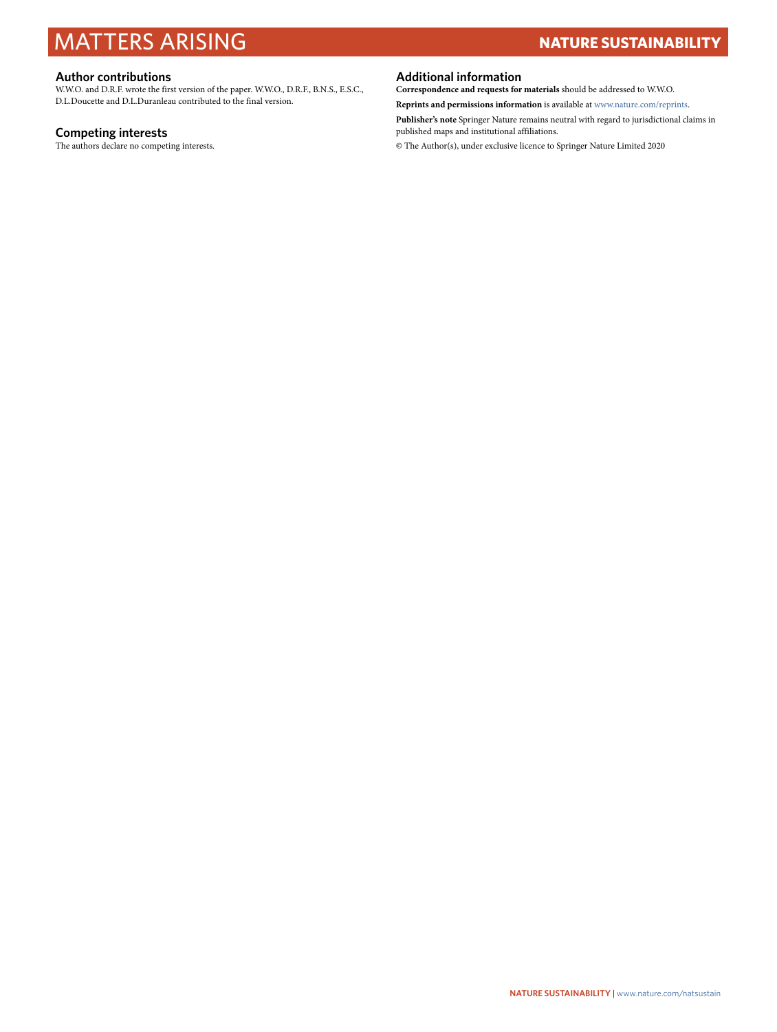## Author contributions

W.W.O. and D.R.F. wrote the first version of the paper. W.W.O., D.R.F., B.N.S., E.S.C., D.L.Doucette and D.L.Duranleau contributed to the final version.

## Competing interests

The authors declare no competing interests.

## Additional information

**Correspondence and requests for materials** should be addressed to W.W.O.

**Reprints and permissions information** is available at www.nature.com/reprints.

**Publisher's note** Springer Nature remains neutral with regard to jurisdictional claims in published maps and institutional affiliations.

© The Author(s), under exclusive licence to Springer Nature Limited 2020